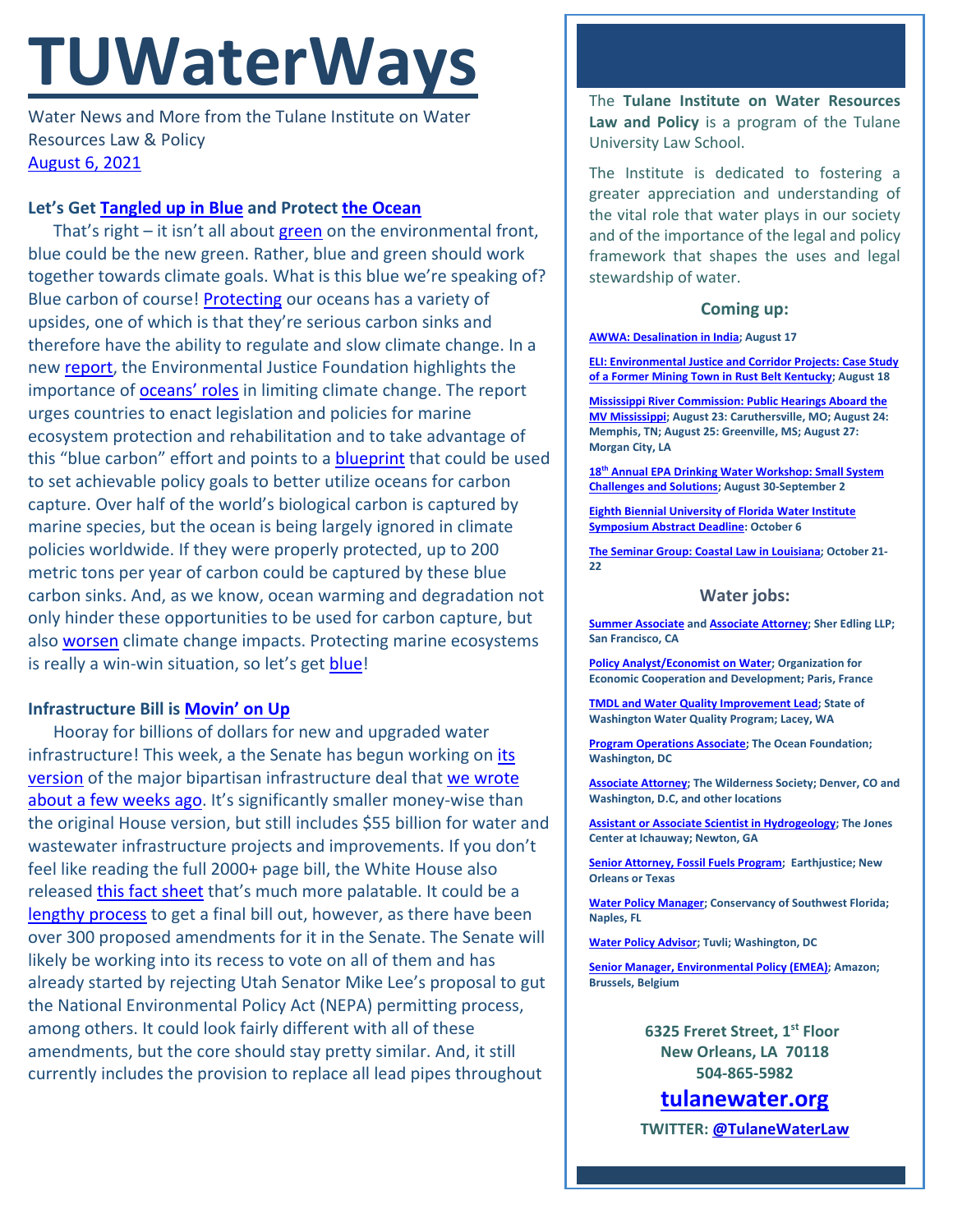# TUWaterWays

Water News and More from the Tulane Institute on Water Resources Law & Policy
August 6, 2021

### Let's Get Tangled up in Blue and Protect the Ocean

That's right – it isn't all about green on the environmental front, blue could be the new green. Rather, blue and green should work together towards climate goals. What is this blue we're speaking of? Blue carbon of course! Protecting our oceans has a variety of upsides, one of which is that they're serious carbon sinks and therefore have the ability to regulate and slow climate change. In a new report, the Environmental Justice Foundation highlights the importance of oceans' roles in limiting climate change. The report urges countries to enact legislation and policies for marine ecosystem protection and rehabilitation and to take advantage of this "blue carbon" effort and points to a blueprint that could be used to set achievable policy goals to better utilize oceans for carbon capture. Over half of the world's biological carbon is captured by marine species, but the ocean is being largely ignored in climate policies worldwide. If they were properly protected, up to 200 metric tons per year of carbon could be captured by these blue carbon sinks. And, as we know, ocean warming and degradation not only hinder these opportunities to be used for carbon capture, but also worsen climate change impacts. Protecting marine ecosystems is really a win-win situation, so let's get blue!

### Infrastructure Bill is Movin' on Up

Hooray for billions of dollars for new and upgraded water infrastructure! This week, a the Senate has begun working on its version of the major bipartisan infrastructure deal that we wrote about a few weeks ago. It's significantly smaller money-wise than the original House version, but still includes $55 billion for water and wastewater infrastructure projects and improvements. If you don't feel like reading the full 2000+ page bill, the White House also released this fact sheet that's much more palatable. It could be a lengthy process to get a final bill out, however, as there have been over 300 proposed amendments for it in the Senate. The Senate will likely be working into its recess to vote on all of them and has already started by rejecting Utah Senator Mike Lee's proposal to gut the National Environmental Policy Act (NEPA) permitting process, among others. It could look fairly different with all of these amendments, but the core should stay pretty similar. And, it still currently includes the provision to replace all lead pipes throughout

---

The **Tulane Institute on Water Resources Law and Policy** is a program of the Tulane University Law School.

The Institute is dedicated to fostering a greater appreciation and understanding of the vital role that water plays in our society and of the importance of the legal and policy framework that shapes the uses and legal stewardship of water.

### Coming up:

**AWWA: Desalination in India; August 17**

**ELI: Environmental Justice and Corridor Projects: Case Study of a Former Mining Town in Rust Belt Kentucky; August 18**

**Mississippi River Commission: Public Hearings Aboard the MV Mississippi; August 23: Caruthersville, MO; August 24: Memphis, TN; August 25: Greenville, MS; August 27: Morgan City, LA**

**18th Annual EPA Drinking Water Workshop: Small System Challenges and Solutions; August 30-September 2**

**Eighth Biennial University of Florida Water Institute Symposium Abstract Deadline: October 6**

**The Seminar Group: Coastal Law in Louisiana; October 21-22**

### Water jobs:

**Summer Associate and Associate Attorney; Sher Edling LLP; San Francisco, CA**

**Policy Analyst/Economist on Water; Organization for Economic Cooperation and Development; Paris, France**

**TMDL and Water Quality Improvement Lead; State of Washington Water Quality Program; Lacey, WA**

**Program Operations Associate; The Ocean Foundation; Washington, DC**

**Associate Attorney; The Wilderness Society; Denver, CO and Washington, D.C, and other locations**

**Assistant or Associate Scientist in Hydrogeology; The Jones Center at Ichauway; Newton, GA**

**Senior Attorney, Fossil Fuels Program; Earthjustice; New Orleans or Texas**

**Water Policy Manager; Conservancy of Southwest Florida; Naples, FL**

**Water Policy Advisor; Tuvli; Washington, DC**

**Senior Manager, Environmental Policy (EMEA); Amazon; Brussels, Belgium**

**6325 Freret Street, 1st Floor**
**New Orleans, LA 70118**
**504-865-5982**

**tulanewater.org**

**TWITTER: @TulaneWaterLaw**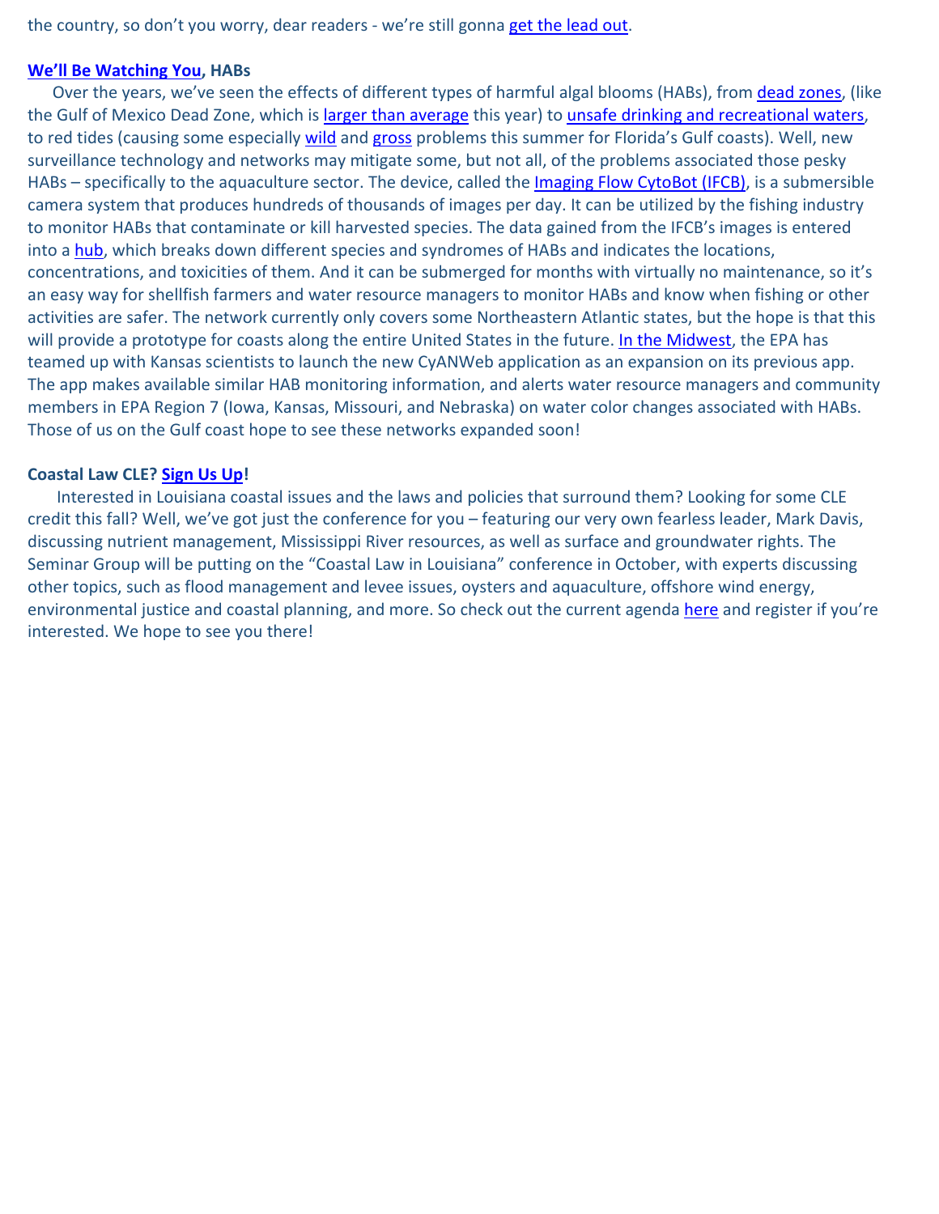the country, so don't you worry, dear readers - we're still gonna get the lead out.

**We'll Be Watching You, HABs**

Over the years, we've seen the effects of different types of harmful algal blooms (HABs), from dead zones, (like the Gulf of Mexico Dead Zone, which is larger than average this year) to unsafe drinking and recreational waters, to red tides (causing some especially wild and gross problems this summer for Florida's Gulf coasts). Well, new surveillance technology and networks may mitigate some, but not all, of the problems associated those pesky HABs – specifically to the aquaculture sector. The device, called the Imaging Flow CytoBot (IFCB), is a submersible camera system that produces hundreds of thousands of images per day. It can be utilized by the fishing industry to monitor HABs that contaminate or kill harvested species. The data gained from the IFCB's images is entered into a hub, which breaks down different species and syndromes of HABs and indicates the locations, concentrations, and toxicities of them. And it can be submerged for months with virtually no maintenance, so it's an easy way for shellfish farmers and water resource managers to monitor HABs and know when fishing or other activities are safer. The network currently only covers some Northeastern Atlantic states, but the hope is that this will provide a prototype for coasts along the entire United States in the future. In the Midwest, the EPA has teamed up with Kansas scientists to launch the new CyANWeb application as an expansion on its previous app. The app makes available similar HAB monitoring information, and alerts water resource managers and community members in EPA Region 7 (Iowa, Kansas, Missouri, and Nebraska) on water color changes associated with HABs. Those of us on the Gulf coast hope to see these networks expanded soon!

**Coastal Law CLE? Sign Us Up!**

Interested in Louisiana coastal issues and the laws and policies that surround them? Looking for some CLE credit this fall? Well, we've got just the conference for you – featuring our very own fearless leader, Mark Davis, discussing nutrient management, Mississippi River resources, as well as surface and groundwater rights. The Seminar Group will be putting on the "Coastal Law in Louisiana" conference in October, with experts discussing other topics, such as flood management and levee issues, oysters and aquaculture, offshore wind energy, environmental justice and coastal planning, and more. So check out the current agenda here and register if you're interested. We hope to see you there!